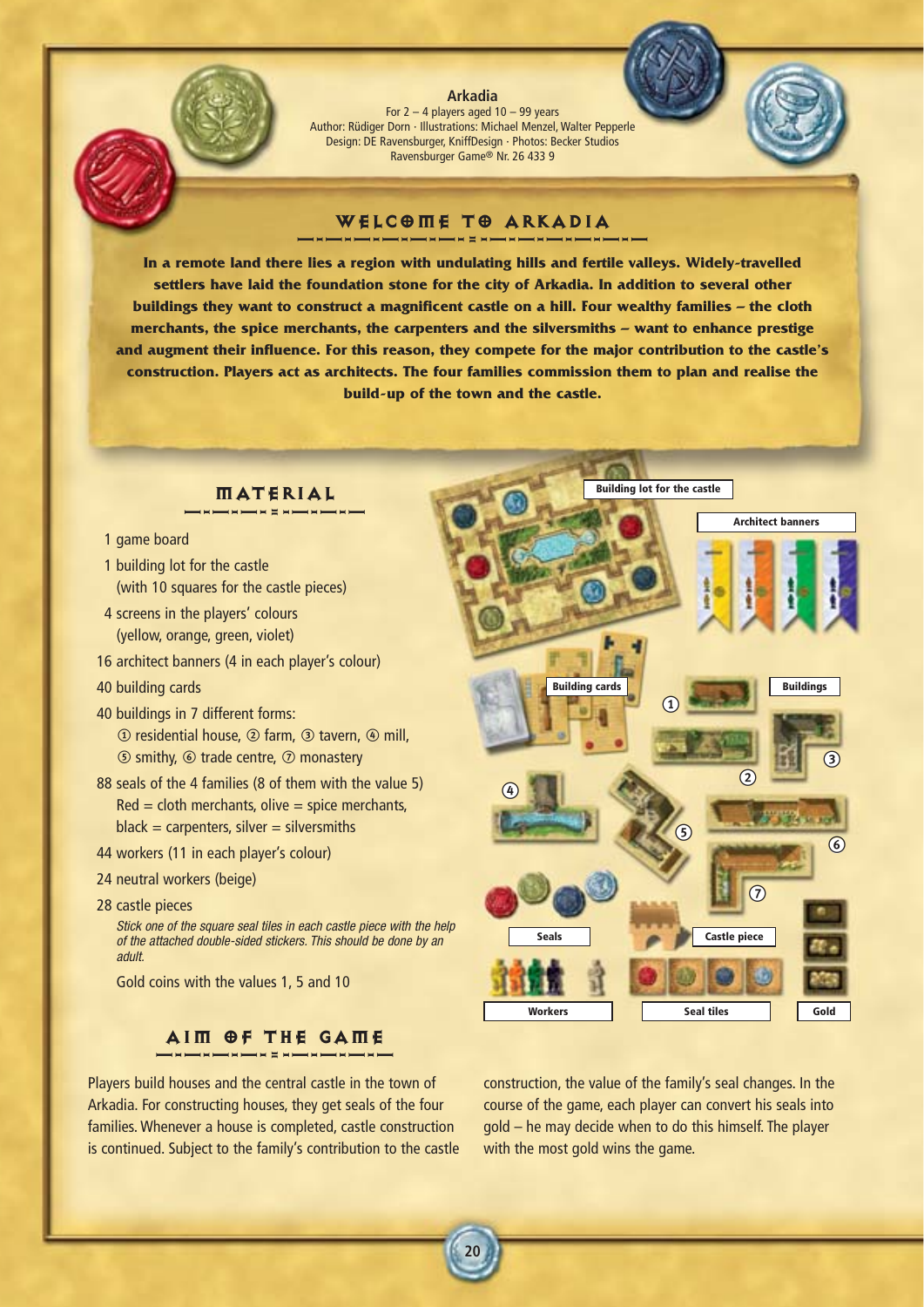**Arkadia**

For 2 – 4 players aged 10 – 99 years
Author: Rüdiger Dorn · Illustrations: Michael Menzel, Walter Pepperle
Design: DE Ravensburger, KniffDesign · Photos: Becker Studios
Ravensburger Game® Nr. 26 433 9

# WELCOME TO ARKADIA

**In a remote land there lies a region with undulating hills and fertile valleys. Widely-travelled settlers have laid the foundation stone for the city of Arkadia. In addition to several other buildings they want to construct a magnificent castle on a hill. Four wealthy families – the cloth merchants, the spice merchants, the carpenters and the silversmiths – want to enhance prestige and augment their influence. For this reason, they compete for the major contribution to the castle's construction. Players act as architects. The four families commission them to plan and realise the build-up of the town and the castle.**

## MATERIAL

1 game board
1 building lot for the castle (with 10 squares for the castle pieces)
4 screens in the players' colours (yellow, orange, green, violet)
16 architect banners (4 in each player's colour)
40 building cards
40 buildings in 7 different forms:
① residential house, ② farm, ③ tavern, ④ mill, ⑤ smithy, ⑥ trade centre, ⑦ monastery
88 seals of the 4 families (8 of them with the value 5)
Red = cloth merchants, olive = spice merchants, black = carpenters, silver = silversmiths
44 workers (11 in each player's colour)
24 neutral workers (beige)
28 castle pieces
*Stick one of the square seal tiles in each castle piece with the help of the attached double-sided stickers. This should be done by an adult.*
Gold coins with the values 1, 5 and 10

Building lot for the castle
Architect banners
Building cards
Buildings
Seals
Castle piece
Workers
Seal tiles
Gold

## AIM OF THE GAME

Players build houses and the central castle in the town of Arkadia. For constructing houses, they get seals of the four families. Whenever a house is completed, castle construction is continued. Subject to the family's contribution to the castle construction, the value of the family's seal changes. In the course of the game, each player can convert his seals into gold – he may decide when to do this himself. The player with the most gold wins the game.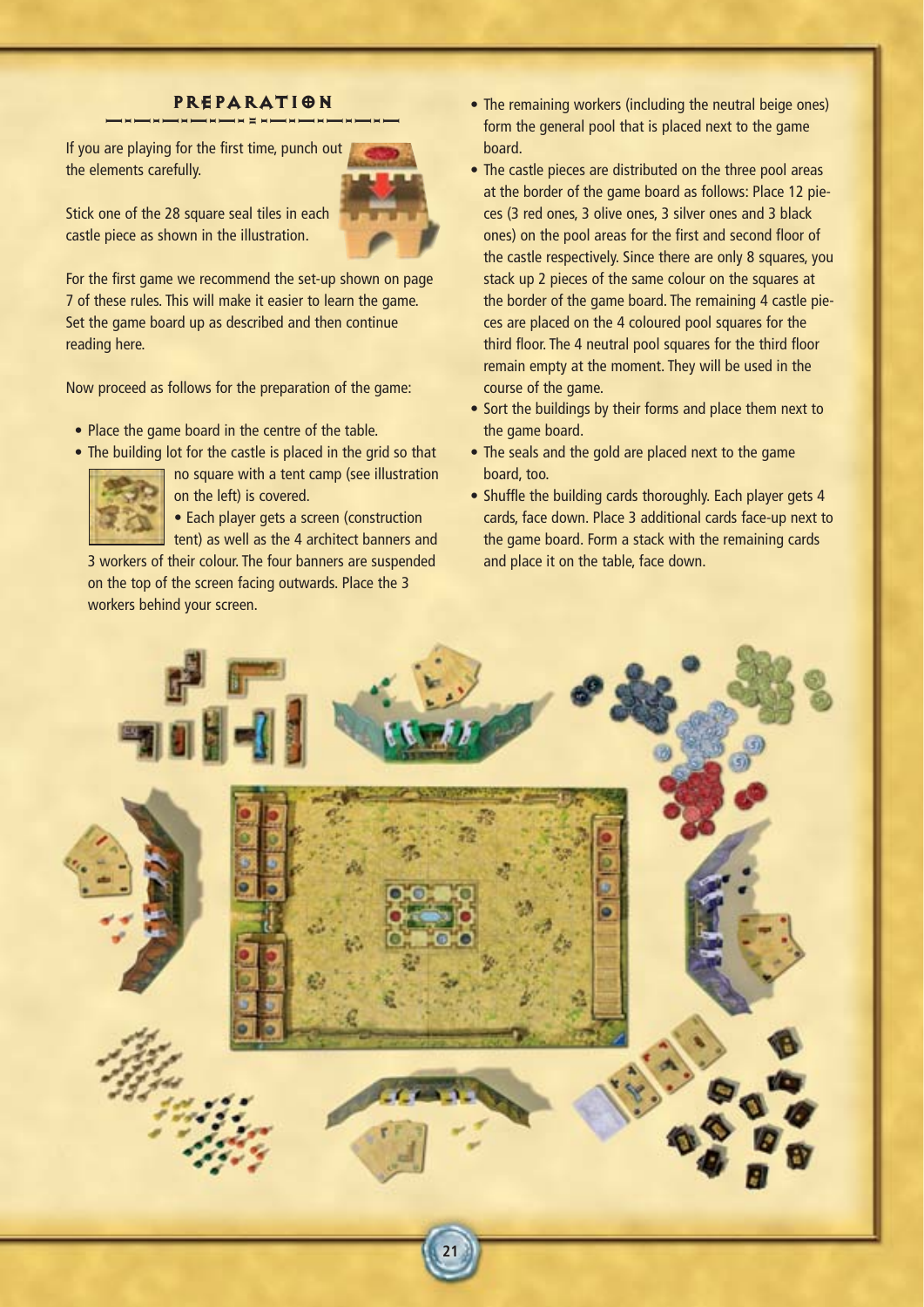## PREPARATION

If you are playing for the first time, punch out the elements carefully.

Stick one of the 28 square seal tiles in each castle piece as shown in the illustration.

For the first game we recommend the set-up shown on page 7 of these rules. This will make it easier to learn the game. Set the game board up as described and then continue reading here.

Now proceed as follows for the preparation of the game:

- Place the game board in the centre of the table.
- The building lot for the castle is placed in the grid so that no square with a tent camp (see illustration on the left) is covered.
- Each player gets a screen (construction tent) as well as the 4 architect banners and 3 workers of their colour. The four banners are suspended on the top of the screen facing outwards. Place the 3 workers behind your screen.
- The remaining workers (including the neutral beige ones) form the general pool that is placed next to the game board.
- The castle pieces are distributed on the three pool areas at the border of the game board as follows: Place 12 pieces (3 red ones, 3 olive ones, 3 silver ones and 3 black ones) on the pool areas for the first and second floor of the castle respectively. Since there are only 8 squares, you stack up 2 pieces of the same colour on the squares at the border of the game board. The remaining 4 castle pieces are placed on the 4 coloured pool squares for the third floor. The 4 neutral pool squares for the third floor remain empty at the moment. They will be used in the course of the game.
- Sort the buildings by their forms and place them next to the game board.
- The seals and the gold are placed next to the game board, too.
- Shuffle the building cards thoroughly. Each player gets 4 cards, face down. Place 3 additional cards face-up next to the game board. Form a stack with the remaining cards and place it on the table, face down.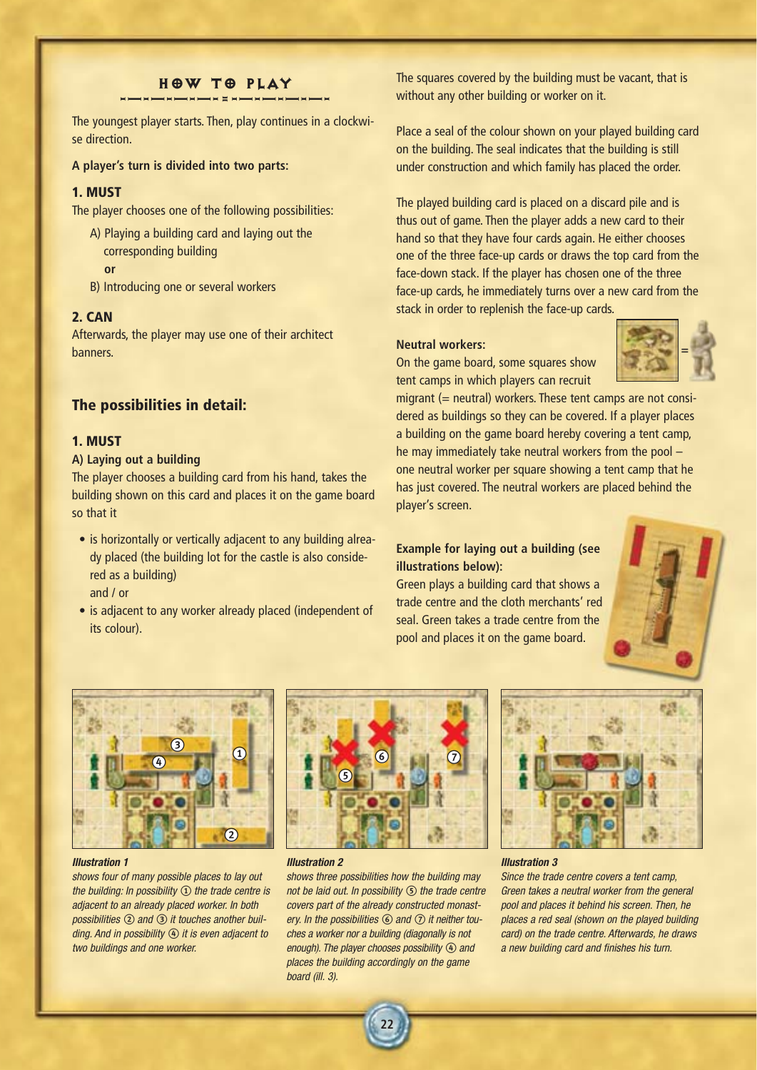## HOW TO PLAY

The youngest player starts. Then, play continues in a clockwise direction.

**A player's turn is divided into two parts:**

### 1. MUST

The player chooses one of the following possibilities:

A) Playing a building card and laying out the corresponding building
**or**
B) Introducing one or several workers

### 2. CAN

Afterwards, the player may use one of their architect banners.

## The possibilities in detail:

### 1. MUST

**A) Laying out a building**

The player chooses a building card from his hand, takes the building shown on this card and places it on the game board so that it

- is horizontally or vertically adjacent to any building already placed (the building lot for the castle is also considered as a building)
  and / or
- is adjacent to any worker already placed (independent of its colour).

The squares covered by the building must be vacant, that is without any other building or worker on it.

Place a seal of the colour shown on your played building card on the building. The seal indicates that the building is still under construction and which family has placed the order.

The played building card is placed on a discard pile and is thus out of game. Then the player adds a new card to their hand so that they have four cards again. He either chooses one of the three face-up cards or draws the top card from the face-down stack. If the player has chosen one of the three face-up cards, he immediately turns over a new card from the stack in order to replenish the face-up cards.

**Neutral workers:**

On the game board, some squares show tent camps in which players can recruit migrant (= neutral) workers. These tent camps are not considered as buildings so they can be covered. If a player places a building on the game board hereby covering a tent camp, he may immediately take neutral workers from the pool – one neutral worker per square showing a tent camp that he has just covered. The neutral workers are placed behind the player's screen.

**Example for laying out a building (see illustrations below):**

Green plays a building card that shows a trade centre and the cloth merchants' red seal. Green takes a trade centre from the pool and places it on the game board.

***Illustration 1***

*shows four of many possible places to lay out the building: In possibility ① the trade centre is adjacent to an already placed worker. In both possibilities ② and ③ it touches another building. And in possibility ④ it is even adjacent to two buildings and one worker.*

***Illustration 2***

*shows three possibilities how the building may not be laid out. In possibility ⑤ the trade centre covers part of the already constructed monastery. In the possibilities ⑥ and ⑦ it neither touches a worker nor a building (diagonally is not enough). The player chooses possibility ④ and places the building accordingly on the game board (ill. 3).*

***Illustration 3***

*Since the trade centre covers a tent camp, Green takes a neutral worker from the general pool and places it behind his screen. Then, he places a red seal (shown on the played building card) on the trade centre. Afterwards, he draws a new building card and finishes his turn.*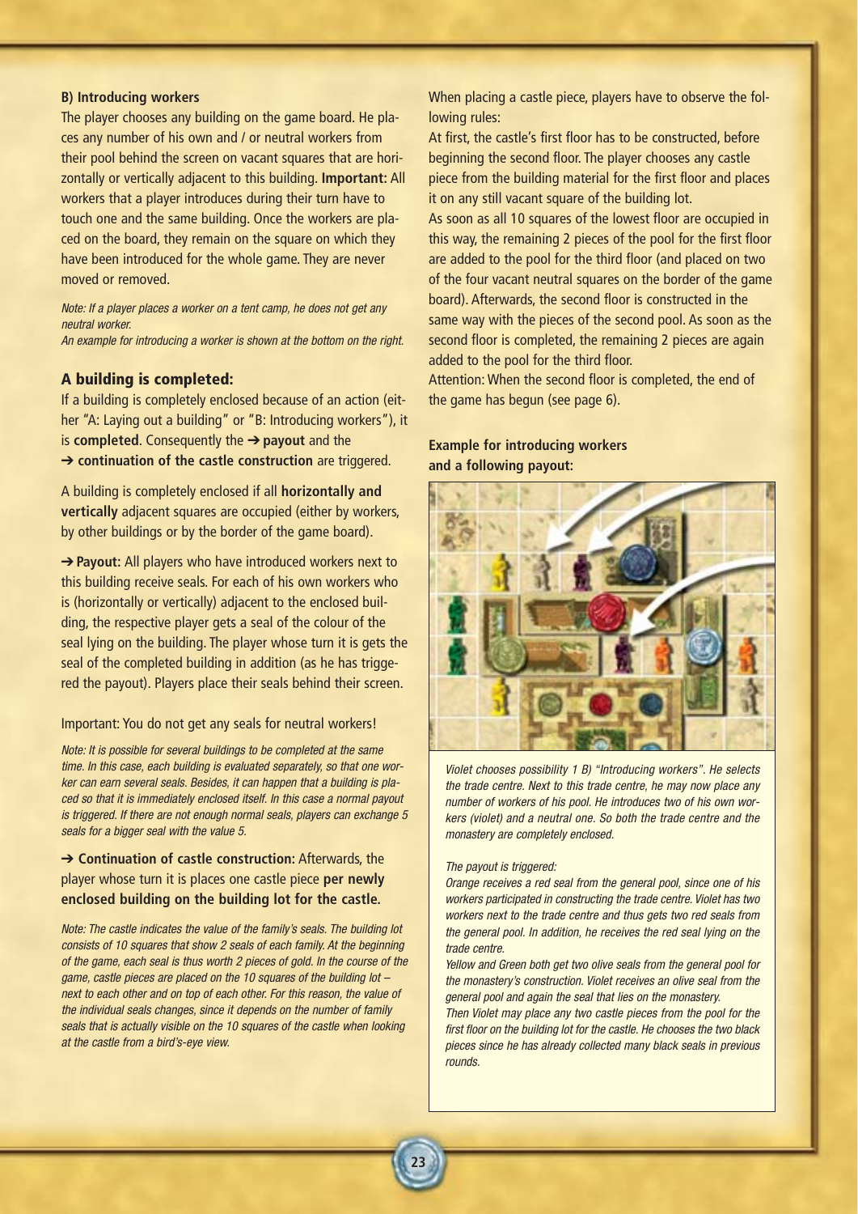### B) Introducing workers

The player chooses any building on the game board. He places any number of his own and / or neutral workers from their pool behind the screen on vacant squares that are horizontally or vertically adjacent to this building. **Important:** All workers that a player introduces during their turn have to touch one and the same building. Once the workers are placed on the board, they remain on the square on which they have been introduced for the whole game. They are never moved or removed.

*Note: If a player places a worker on a tent camp, he does not get any neutral worker.*
*An example for introducing a worker is shown at the bottom on the right.*

## A building is completed:

If a building is completely enclosed because of an action (either "A: Laying out a building" or "B: Introducing workers"), it is **completed**. Consequently the ➔ **payout** and the ➔ **continuation of the castle construction** are triggered.

A building is completely enclosed if all **horizontally and vertically** adjacent squares are occupied (either by workers, by other buildings or by the border of the game board).

➔ **Payout:** All players who have introduced workers next to this building receive seals. For each of his own workers who is (horizontally or vertically) adjacent to the enclosed building, the respective player gets a seal of the colour of the seal lying on the building. The player whose turn it is gets the seal of the completed building in addition (as he has triggered the payout). Players place their seals behind their screen.

Important: You do not get any seals for neutral workers!

*Note: It is possible for several buildings to be completed at the same time. In this case, each building is evaluated separately, so that one worker can earn several seals. Besides, it can happen that a building is placed so that it is immediately enclosed itself. In this case a normal payout is triggered. If there are not enough normal seals, players can exchange 5 seals for a bigger seal with the value 5.*

➔ **Continuation of castle construction:** Afterwards, the player whose turn it is places one castle piece **per newly enclosed building on the building lot for the castle.**

*Note: The castle indicates the value of the family's seals. The building lot consists of 10 squares that show 2 seals of each family. At the beginning of the game, each seal is thus worth 2 pieces of gold. In the course of the game, castle pieces are placed on the 10 squares of the building lot – next to each other and on top of each other. For this reason, the value of the individual seals changes, since it depends on the number of family seals that is actually visible on the 10 squares of the castle when looking at the castle from a bird's-eye view.*

When placing a castle piece, players have to observe the following rules:

At first, the castle's first floor has to be constructed, before beginning the second floor. The player chooses any castle piece from the building material for the first floor and places it on any still vacant square of the building lot.

As soon as all 10 squares of the lowest floor are occupied in this way, the remaining 2 pieces of the pool for the first floor are added to the pool for the third floor (and placed on two of the four vacant neutral squares on the border of the game board). Afterwards, the second floor is constructed in the same way with the pieces of the second pool. As soon as the second floor is completed, the remaining 2 pieces are again added to the pool for the third floor.

Attention: When the second floor is completed, the end of the game has begun (see page 6).

**Example for introducing workers and a following payout:**

*Violet chooses possibility 1 B) "Introducing workers". He selects the trade centre. Next to this trade centre, he may now place any number of workers of his pool. He introduces two of his own workers (violet) and a neutral one. So both the trade centre and the monastery are completely enclosed.*

*The payout is triggered:*

*Orange receives a red seal from the general pool, since one of his workers participated in constructing the trade centre. Violet has two workers next to the trade centre and thus gets two red seals from the general pool. In addition, he receives the red seal lying on the trade centre.*

*Yellow and Green both get two olive seals from the general pool for the monastery's construction. Violet receives an olive seal from the general pool and again the seal that lies on the monastery.*

*Then Violet may place any two castle pieces from the pool for the first floor on the building lot for the castle. He chooses the two black pieces since he has already collected many black seals in previous rounds.*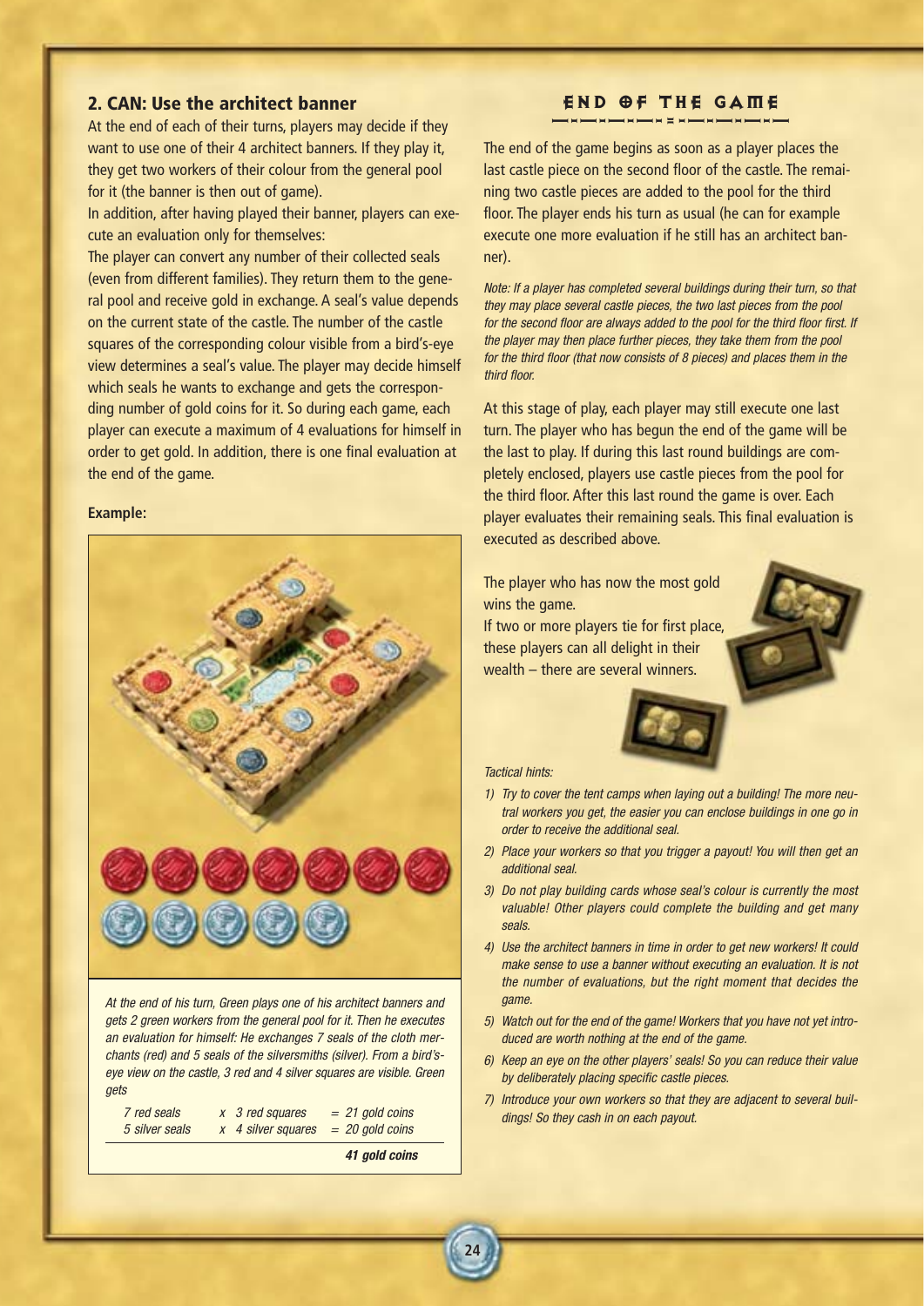## 2. CAN: Use the architect banner

At the end of each of their turns, players may decide if they want to use one of their 4 architect banners. If they play it, they get two workers of their colour from the general pool for it (the banner is then out of game).

In addition, after having played their banner, players can execute an evaluation only for themselves:

The player can convert any number of their collected seals (even from different families). They return them to the general pool and receive gold in exchange. A seal's value depends on the current state of the castle. The number of the castle squares of the corresponding colour visible from a bird's-eye view determines a seal's value. The player may decide himself which seals he wants to exchange and gets the corresponding number of gold coins for it. So during each game, each player can execute a maximum of 4 evaluations for himself in order to get gold. In addition, there is one final evaluation at the end of the game.

**Example:**

*At the end of his turn, Green plays one of his architect banners and gets 2 green workers from the general pool for it. Then he executes an evaluation for himself: He exchanges 7 seals of the cloth merchants (red) and 5 seals of the silversmiths (silver). From a bird's-eye view on the castle, 3 red and 4 silver squares are visible. Green gets*

| | | |
|---|---|---|
| *7 red seals* | *x 3 red squares* | *= 21 gold coins* |
| *5 silver seals* | *x 4 silver squares* | *= 20 gold coins* |
| | | ***41 gold coins*** |

## END OF THE GAME

The end of the game begins as soon as a player places the last castle piece on the second floor of the castle. The remaining two castle pieces are added to the pool for the third floor. The player ends his turn as usual (he can for example execute one more evaluation if he still has an architect banner).

*Note: If a player has completed several buildings during their turn, so that they may place several castle pieces, the two last pieces from the pool for the second floor are always added to the pool for the third floor first. If the player may then place further pieces, they take them from the pool for the third floor (that now consists of 8 pieces) and places them in the third floor.*

At this stage of play, each player may still execute one last turn. The player who has begun the end of the game will be the last to play. If during this last round buildings are completely enclosed, players use castle pieces from the pool for the third floor. After this last round the game is over. Each player evaluates their remaining seals. This final evaluation is executed as described above.

The player who has now the most gold wins the game.

If two or more players tie for first place, these players can all delight in their wealth – there are several winners.

*Tactical hints:*

1) *Try to cover the tent camps when laying out a building! The more neutral workers you get, the easier you can enclose buildings in one go in order to receive the additional seal.*
2) *Place your workers so that you trigger a payout! You will then get an additional seal.*
3) *Do not play building cards whose seal's colour is currently the most valuable! Other players could complete the building and get many seals.*
4) *Use the architect banners in time in order to get new workers! It could make sense to use a banner without executing an evaluation. It is not the number of evaluations, but the right moment that decides the game.*
5) *Watch out for the end of the game! Workers that you have not yet introduced are worth nothing at the end of the game.*
6) *Keep an eye on the other players' seals! So you can reduce their value by deliberately placing specific castle pieces.*
7) *Introduce your own workers so that they are adjacent to several buildings! So they cash in on each payout.*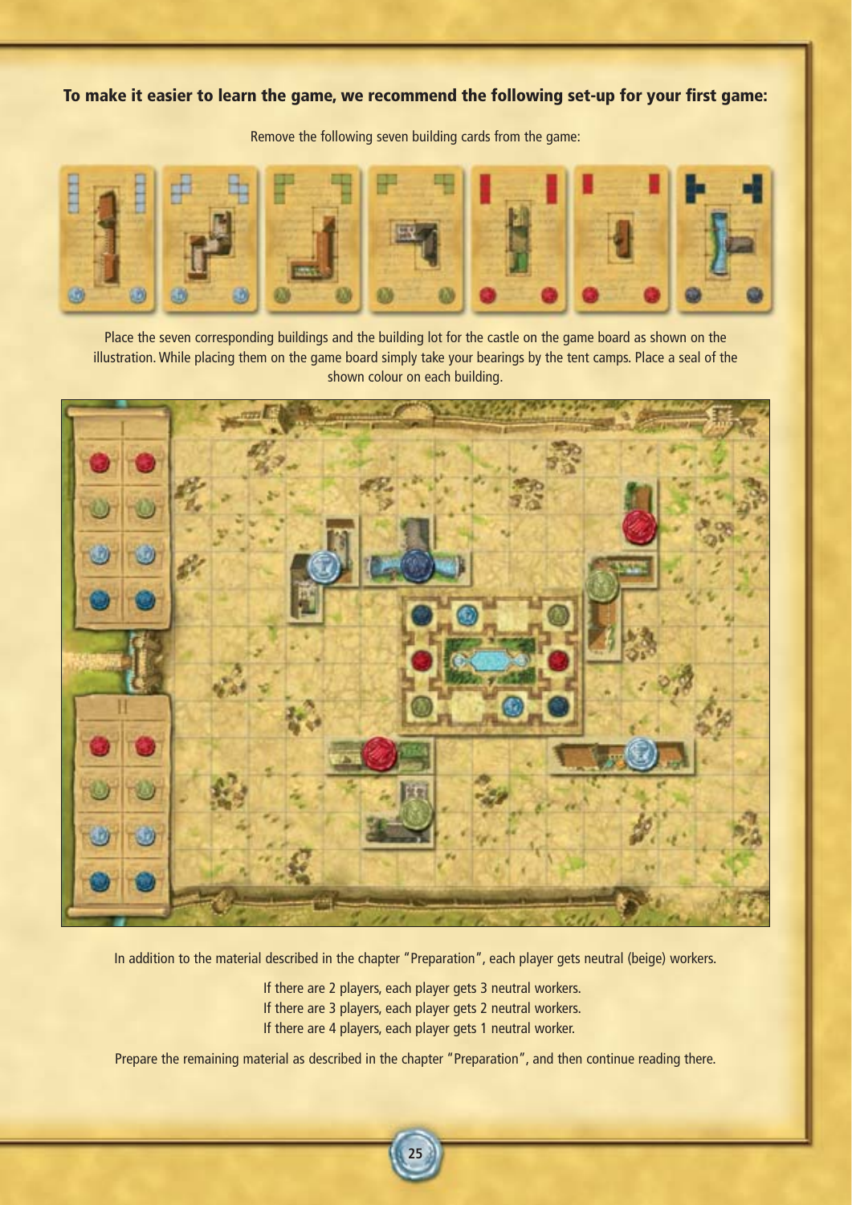**To make it easier to learn the game, we recommend the following set-up for your first game:**

Remove the following seven building cards from the game:

Place the seven corresponding buildings and the building lot for the castle on the game board as shown on the illustration. While placing them on the game board simply take your bearings by the tent camps. Place a seal of the shown colour on each building.

In addition to the material described in the chapter "Preparation", each player gets neutral (beige) workers.

If there are 2 players, each player gets 3 neutral workers.
If there are 3 players, each player gets 2 neutral workers.
If there are 4 players, each player gets 1 neutral worker.

Prepare the remaining material as described in the chapter "Preparation", and then continue reading there.